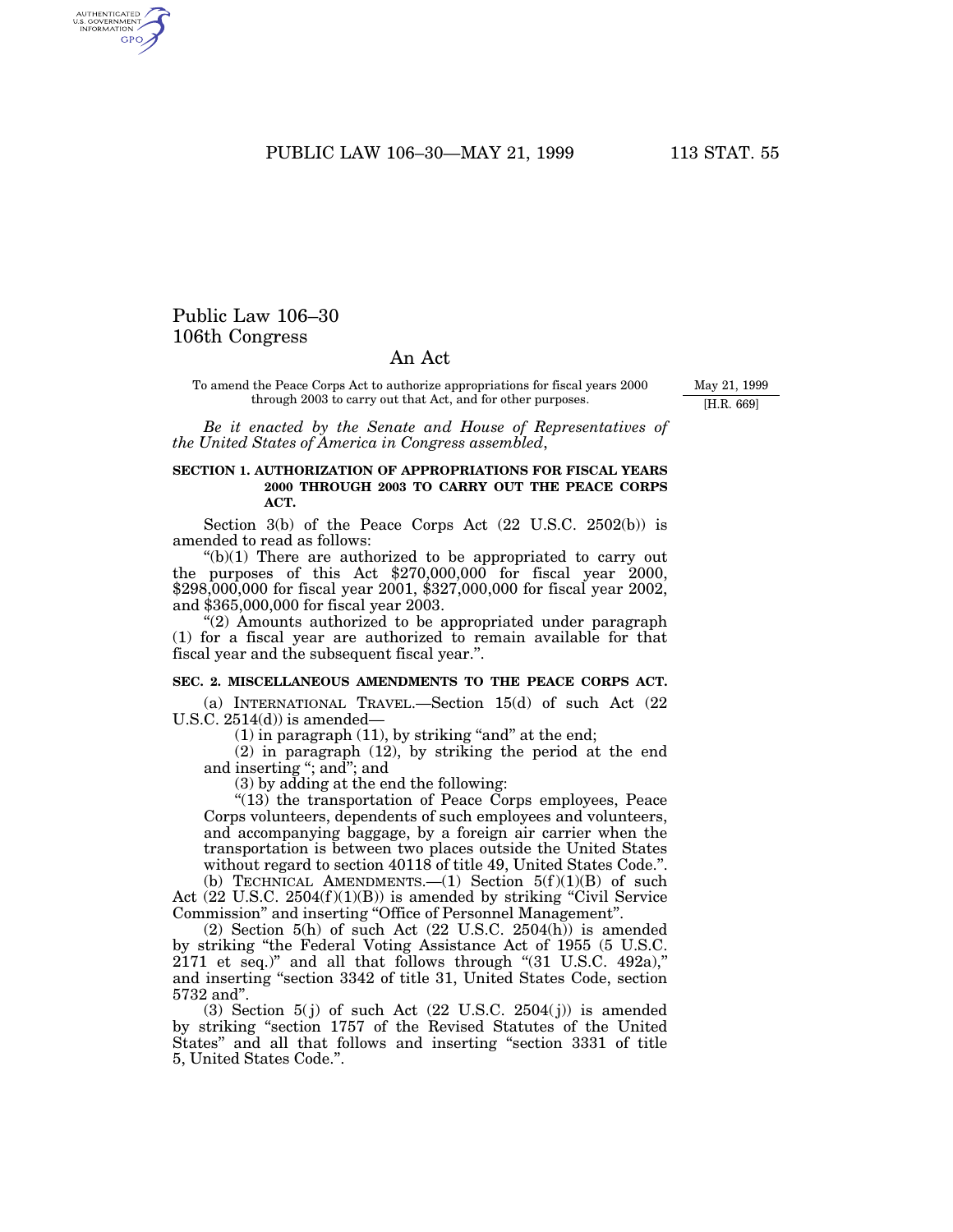# Public Law 106–30
# 106th Congress

## An Act

To amend the Peace Corps Act to authorize appropriations for fiscal years 2000 through 2003 to carry out that Act, and for other purposes.

May 21, 1999
[H.R. 669]

*Be it enacted by the Senate and House of Representatives of the United States of America in Congress assembled*,

### SECTION 1. AUTHORIZATION OF APPROPRIATIONS FOR FISCAL YEARS 2000 THROUGH 2003 TO CARRY OUT THE PEACE CORPS ACT.

Section 3(b) of the Peace Corps Act (22 U.S.C. 2502(b)) is amended to read as follows:

"(b)(1) There are authorized to be appropriated to carry out the purposes of this Act $270,000,000 for fiscal year 2000, $298,000,000 for fiscal year 2001, $327,000,000 for fiscal year 2002, and $365,000,000 for fiscal year 2003.

"(2) Amounts authorized to be appropriated under paragraph (1) for a fiscal year are authorized to remain available for that fiscal year and the subsequent fiscal year.".

### SEC. 2. MISCELLANEOUS AMENDMENTS TO THE PEACE CORPS ACT.

(a) INTERNATIONAL TRAVEL.—Section 15(d) of such Act (22 U.S.C. 2514(d)) is amended—

(1) in paragraph (11), by striking "and" at the end;

(2) in paragraph (12), by striking the period at the end and inserting "; and"; and

(3) by adding at the end the following:

"(13) the transportation of Peace Corps employees, Peace Corps volunteers, dependents of such employees and volunteers, and accompanying baggage, by a foreign air carrier when the transportation is between two places outside the United States without regard to section 40118 of title 49, United States Code.".

(b) TECHNICAL AMENDMENTS.—(1) Section 5(f)(1)(B) of such Act (22 U.S.C. 2504(f)(1)(B)) is amended by striking "Civil Service Commission" and inserting "Office of Personnel Management".

(2) Section 5(h) of such Act (22 U.S.C. 2504(h)) is amended by striking "the Federal Voting Assistance Act of 1955 (5 U.S.C. 2171 et seq.)" and all that follows through "(31 U.S.C. 492a)," and inserting "section 3342 of title 31, United States Code, section 5732 and".

(3) Section 5(j) of such Act (22 U.S.C. 2504(j)) is amended by striking "section 1757 of the Revised Statutes of the United States" and all that follows and inserting "section 3331 of title 5, United States Code.".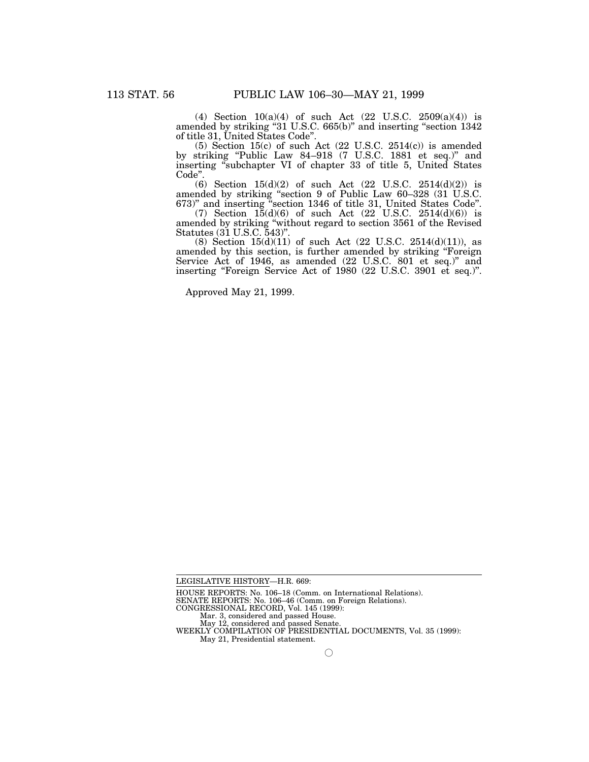(4) Section 10(a)(4) of such Act (22 U.S.C. 2509(a)(4)) is amended by striking "31 U.S.C. 665(b)" and inserting "section 1342 of title 31, United States Code".

(5) Section 15(c) of such Act (22 U.S.C. 2514(c)) is amended by striking "Public Law 84–918 (7 U.S.C. 1881 et seq.)" and inserting "subchapter VI of chapter 33 of title 5, United States Code".

(6) Section 15(d)(2) of such Act (22 U.S.C. 2514(d)(2)) is amended by striking "section 9 of Public Law 60–328 (31 U.S.C. 673)" and inserting "section 1346 of title 31, United States Code".

(7) Section 15(d)(6) of such Act (22 U.S.C. 2514(d)(6)) is amended by striking "without regard to section 3561 of the Revised Statutes (31 U.S.C. 543)".

(8) Section 15(d)(11) of such Act (22 U.S.C. 2514(d)(11)), as amended by this section, is further amended by striking "Foreign Service Act of 1946, as amended (22 U.S.C. 801 et seq.)" and inserting "Foreign Service Act of 1980 (22 U.S.C. 3901 et seq.)".

Approved May 21, 1999.

---

LEGISLATIVE HISTORY—H.R. 669:

HOUSE REPORTS: No. 106–18 (Comm. on International Relations).
SENATE REPORTS: No. 106–46 (Comm. on Foreign Relations).
CONGRESSIONAL RECORD, Vol. 145 (1999):
Mar. 3, considered and passed House.
May 12, considered and passed Senate.
WEEKLY COMPILATION OF PRESIDENTIAL DOCUMENTS, Vol. 35 (1999):
May 21, Presidential statement.